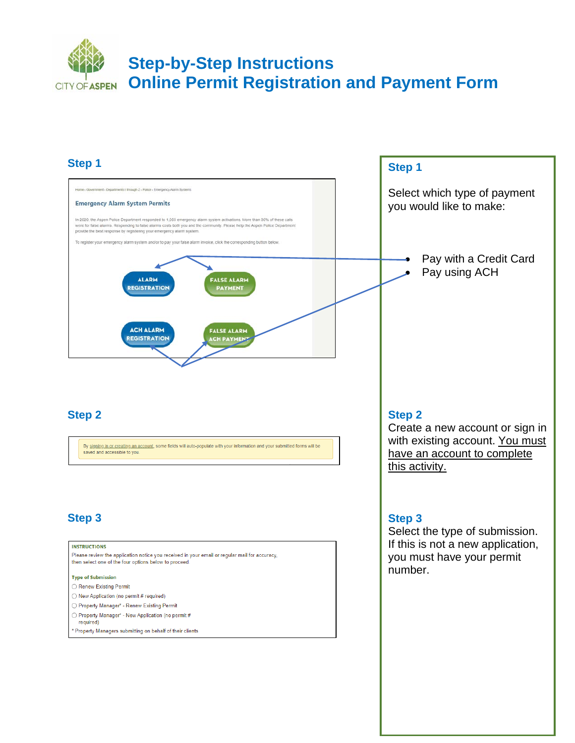# Step-by-Step Instructions
# Online Permit Registration and Payment Form

CITY OF ASPEN

## Step 1

Home › Government › Departments I through Z › Police › Emergency Alarm Systems

**Emergency Alarm System Permits**

In 2020, the Aspen Police Department responded to 1,000 emergency alarm system activations. More than 80% of these calls were for false alarms. Responding to false alarms costs both you and the community. Please help the Aspen Police Department provide the best response by registering your emergency alarm system.

To register your emergency alarm system and/or to pay your false alarm invoice, click the corresponding button below.

ALARM REGISTRATION | FALSE ALARM PAYMENT

ACH ALARM REGISTRATION | FALSE ALARM ACH PAYMENT

**Step 1**

Select which type of payment you would like to make:

- Pay with a Credit Card
- Pay using ACH

## Step 2

By signing in or creating an account, some fields will auto-populate with your information and your submitted forms will be saved and accessible to you.

**Step 2**

Create a new account or sign in with existing account. <u>You must have an account to complete this activity.</u>

## Step 3

**INSTRUCTIONS**

Please review the application notice you received in your email or regular mail for accuracy, then select one of the four options below to proceed.

**Type of Submission**

- ○ Renew Existing Permit
- ○ New Application (no permit # required)
- ○ Property Manager* - Renew Existing Permit
- ○ Property Manager* - New Application (no permit # required)

\* Property Managers submitting on behalf of their clients

**Step 3**

Select the type of submission. If this is not a new application, you must have your permit number.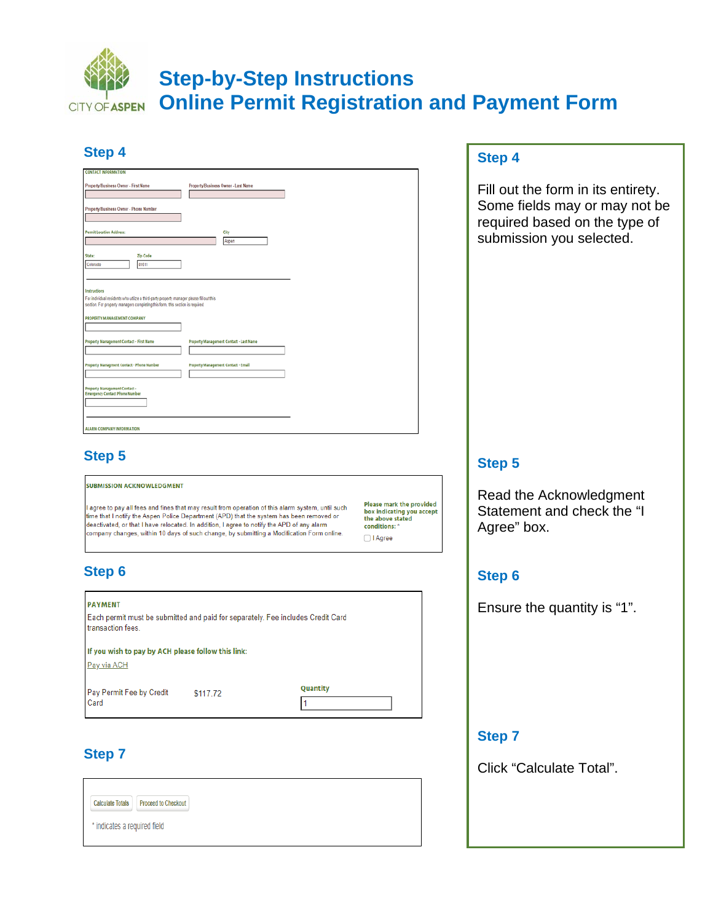# Step-by-Step Instructions
# Online Permit Registration and Payment Form

## Step 4

CONTACT INFORMATION

Property/Business Owner - First Name

Property/Business Owner - Last Name

Property/Business Owner - Phone Number

Permit Location Address:

City: Aspen

State: Colorado

Zip Code: 81611

Instructions

For individual residents who utilize a third-party property manager please fill out this section. For property managers completing this form, this section is required.

PROPERTY MANAGEMENT COMPANY

Property Management Contact - First Name

Property Management Contact - Last Name

Property Management Contact - Phone Number

Property Management Contact - Email

Property Management Contact - Emergency Contact Phone Number

ALARM COMPANY INFORMATION

## Step 5

SUBMISSION ACKNOWLEDGMENT

I agree to pay all fees and fines that may result from operation of this alarm system, until such time that I notify the Aspen Police Department (APD) that the system has been removed or deactivated, or that I have relocated. In addition, I agree to notify the APD of any alarm company changes, within 10 days of such change, by submitting a Modification Form online.

Please mark the provided box indicating you accept the above stated conditions: *

☐ I Agree

## Step 6

PAYMENT

Each permit must be submitted and paid for separately. Fee includes Credit Card transaction fees.

If you wish to pay by ACH please follow this link:

Pay via ACH

Pay Permit Fee by Credit Card $117.72

Quantity: 1

## Step 7

Calculate Totals | Proceed to Checkout

* indicates a required field

## Step 4

Fill out the form in its entirety. Some fields may or may not be required based on the type of submission you selected.

## Step 5

Read the Acknowledgment Statement and check the "I Agree" box.

## Step 6

Ensure the quantity is "1".

## Step 7

Click "Calculate Total".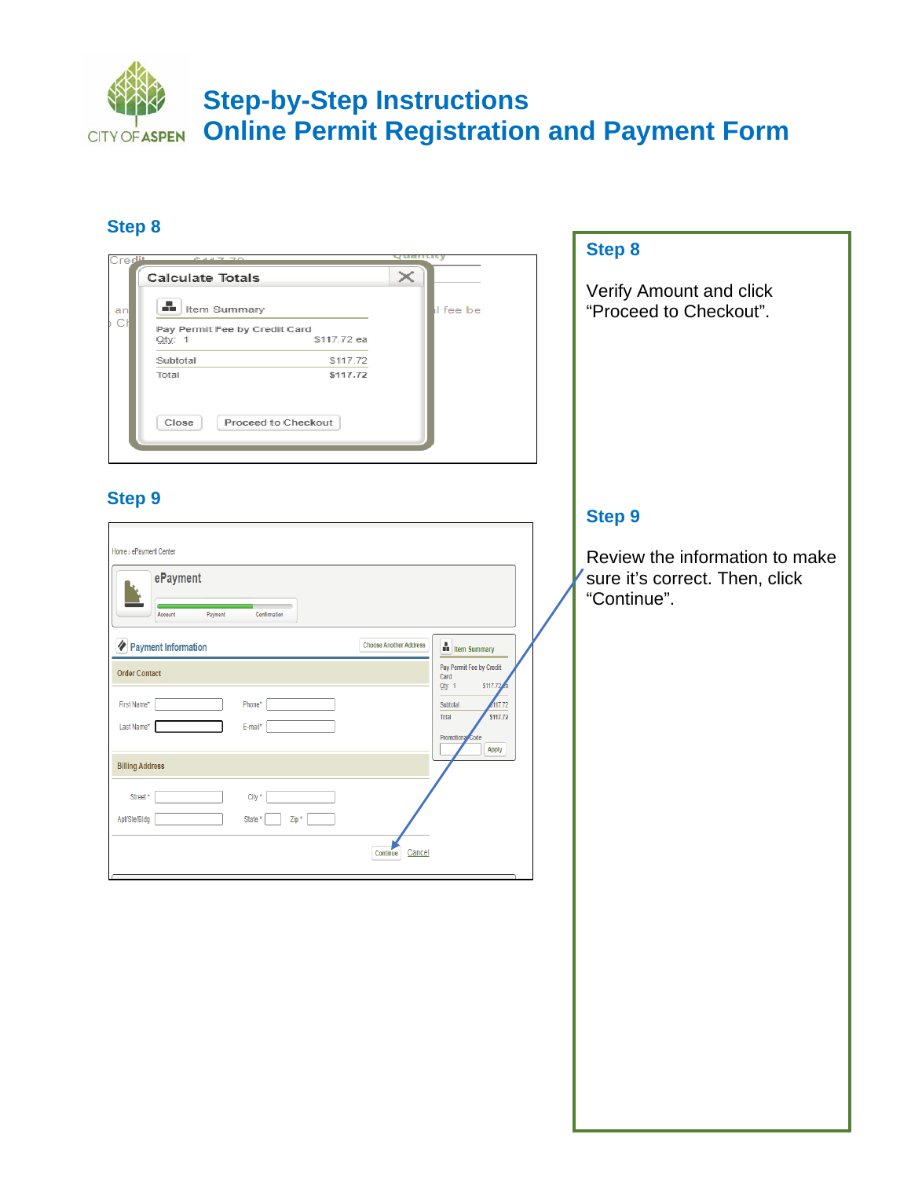# Step-by-Step Instructions
# Online Permit Registration and Payment Form

## Step 8

Calculate Totals

Item Summary

Pay Permit Fee by Credit Card
Qty: 1 $117.72 ea

Subtotal $117.72
Total $117.72

Close | Proceed to Checkout

## Step 9

Home › ePayment Center

ePayment

Account Payment Confirmation

Payment Information | Choose Another Address

Order Contact

First Name* | Phone*
Last Name* | E-mail*

Billing Address

Street * | City *
Apt/Ste/Bldg | State * | Zip *

Continue | Cancel

Item Summary

Pay Permit Fee by Credit Card
Qty: 1 $117.72 ea

Subtotal $117.72
Total $117.72

Promotional Code | Apply

---

### Step 8

Verify Amount and click “Proceed to Checkout”.

### Step 9

Review the information to make sure it’s correct. Then, click “Continue”.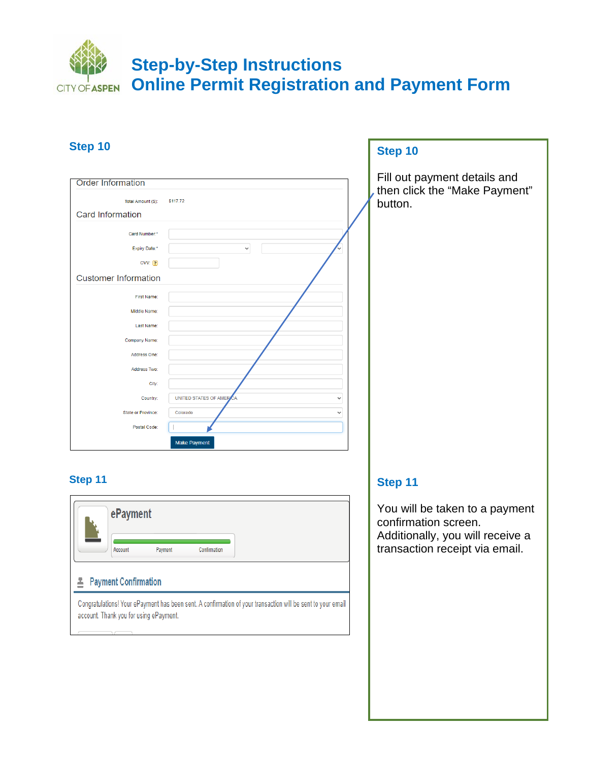# Step-by-Step Instructions
# Online Permit Registration and Payment Form

## Step 10

Order Information

Total Amount ($): $117.72

Card Information

Card Number:*

Expiry Date:*

CVV: ?

Customer Information

First Name:

Middle Name:

Last Name:

Company Name:

Address One:

Address Two:

City:

Country: UNITED STATES OF AMERICA

State or Province: Colorado

Postal Code:

Make Payment

## Step 11

ePayment

Account | Payment | Confirmation

Payment Confirmation

Congratulations! Your ePayment has been sent. A confirmation of your transaction will be sent to your email account. Thank you for using ePayment.

### Step 10

Fill out payment details and then click the "Make Payment" button.

### Step 11

You will be taken to a payment confirmation screen. Additionally, you will receive a transaction receipt via email.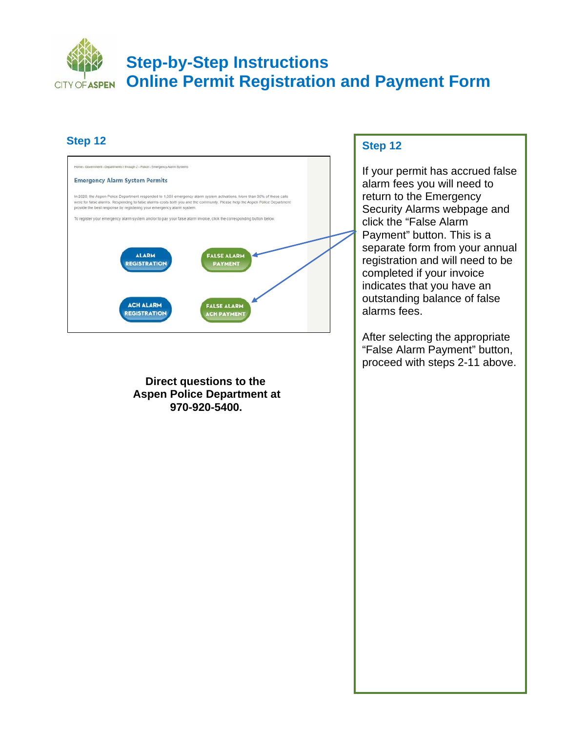# Step-by-Step Instructions
# Online Permit Registration and Payment Form

## Step 12

Home › Government › Departments I through Z › Police › Emergency Alarm Systems

Emergency Alarm System Permits

In 2020, the Aspen Police Department responded to 1,066 emergency alarm system activations. More than 90% of these calls were for false alarms. Responding to false alarms costs both you and the community. Please help the Aspen Police Department provide the best response by registering your emergency alarm system.

To register your emergency alarm system and/or to pay your false alarm invoice, click the corresponding button below.

ALARM REGISTRATION

FALSE ALARM PAYMENT

ACH ALARM REGISTRATION

FALSE ALARM ACH PAYMENT

**Direct questions to the Aspen Police Department at 970-920-5400.**

## Step 12

If your permit has accrued false alarm fees you will need to return to the Emergency Security Alarms webpage and click the “False Alarm Payment” button. This is a separate form from your annual registration and will need to be completed if your invoice indicates that you have an outstanding balance of false alarms fees.

After selecting the appropriate “False Alarm Payment” button, proceed with steps 2-11 above.